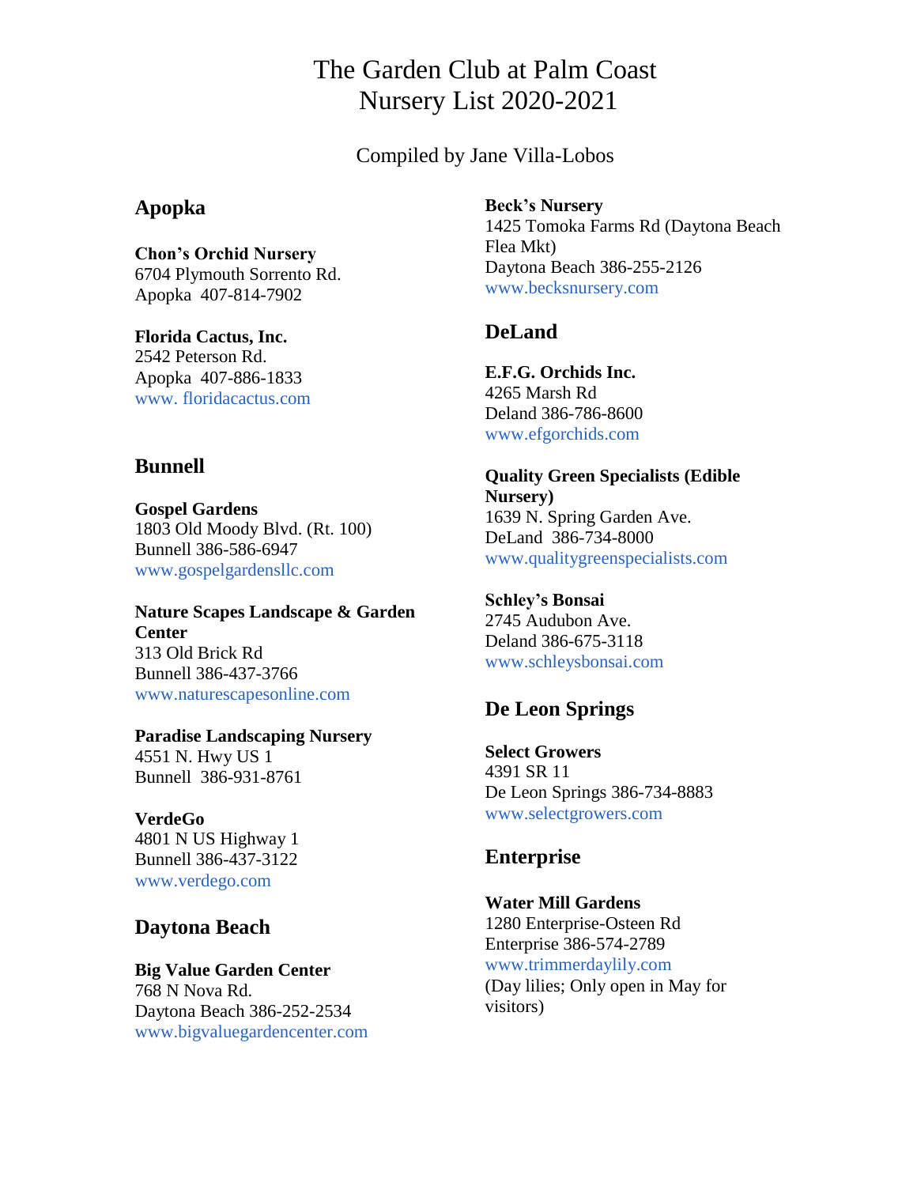# The Garden Club at Palm Coast
# Nursery List 2020-2021

Compiled by Jane Villa-Lobos

## Apopka

**Chon's Orchid Nursery**
6704 Plymouth Sorrento Rd.
Apopka 407-814-7902

**Florida Cactus, Inc.**
2542 Peterson Rd.
Apopka 407-886-1833
www. floridacactus.com

## Bunnell

**Gospel Gardens**
1803 Old Moody Blvd. (Rt. 100)
Bunnell 386-586-6947
www.gospelgardensllc.com

**Nature Scapes Landscape & Garden Center**
313 Old Brick Rd
Bunnell 386-437-3766
www.naturescapesonline.com

**Paradise Landscaping Nursery**
4551 N. Hwy US 1
Bunnell 386-931-8761

**VerdeGo**
4801 N US Highway 1
Bunnell 386-437-3122
www.verdego.com

## Daytona Beach

**Big Value Garden Center**
768 N Nova Rd.
Daytona Beach 386-252-2534
www.bigvaluegardencenter.com

**Beck's Nursery**
1425 Tomoka Farms Rd (Daytona Beach Flea Mkt)
Daytona Beach 386-255-2126
www.becksnursery.com

## DeLand

**E.F.G. Orchids Inc.**
4265 Marsh Rd
Deland 386-786-8600
www.efgorchids.com

**Quality Green Specialists (Edible Nursery)**
1639 N. Spring Garden Ave.
DeLand 386-734-8000
www.qualitygreenspecialists.com

**Schley's Bonsai**
2745 Audubon Ave.
Deland 386-675-3118
www.schleysbonsai.com

## De Leon Springs

**Select Growers**
4391 SR 11
De Leon Springs 386-734-8883
www.selectgrowers.com

## Enterprise

**Water Mill Gardens**
1280 Enterprise-Osteen Rd
Enterprise 386-574-2789
www.trimmerdaylily.com
(Day lilies; Only open in May for visitors)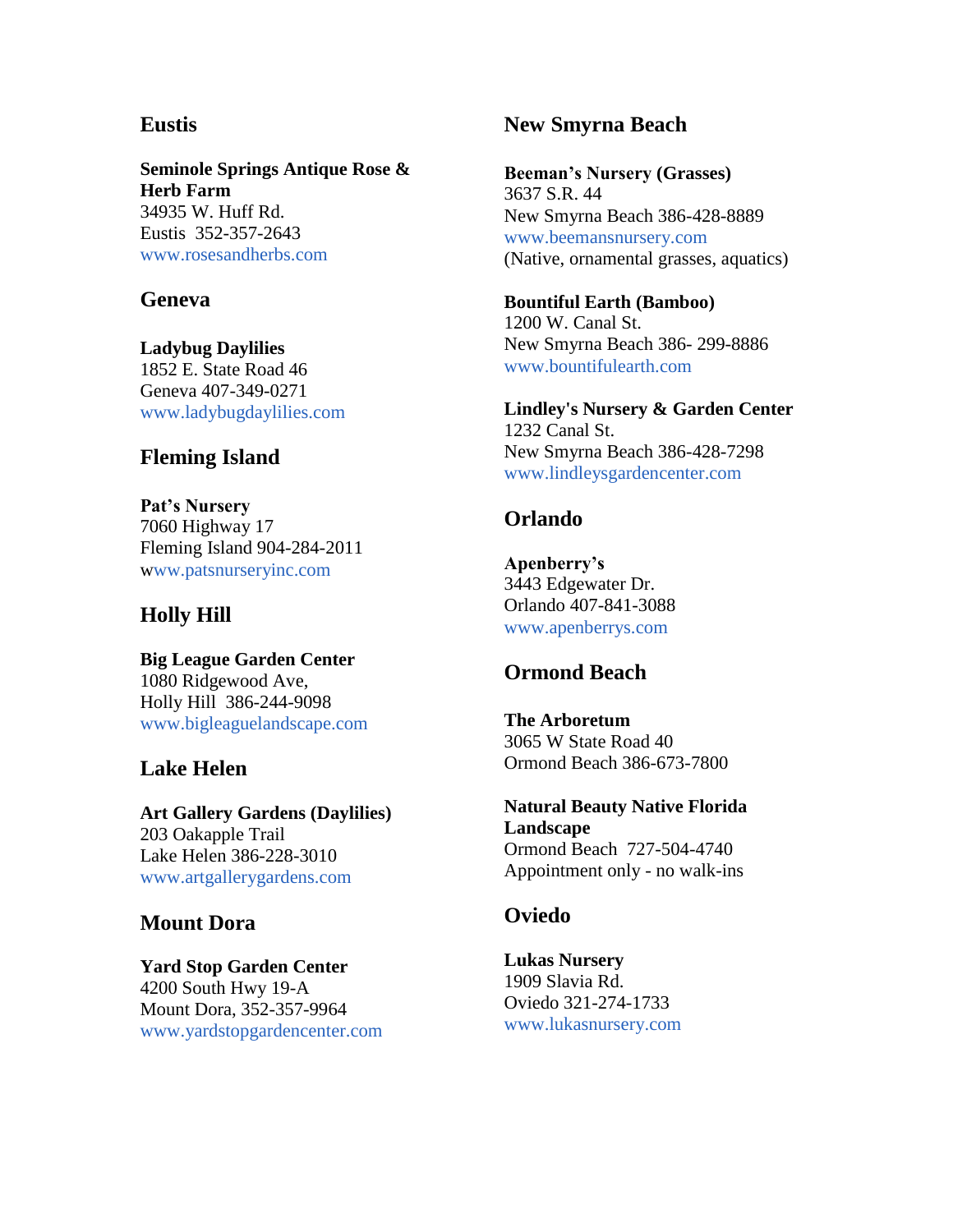## Eustis

**Seminole Springs Antique Rose & Herb Farm**
34935 W. Huff Rd.
Eustis  352-357-2643
www.rosesandherbs.com

## Geneva

**Ladybug Daylilies**
1852 E. State Road 46
Geneva 407-349-0271
www.ladybugdaylilies.com

## Fleming Island

**Pat's Nursery**
7060 Highway 17
Fleming Island 904-284-2011
www.patsnurseryinc.com

## Holly Hill

**Big League Garden Center**
1080 Ridgewood Ave,
Holly Hill  386-244-9098
www.bigleaguelandscape.com

## Lake Helen

**Art Gallery Gardens (Daylilies)**
203 Oakapple Trail
Lake Helen 386-228-3010
www.artgallerygardens.com

## Mount Dora

**Yard Stop Garden Center**
4200 South Hwy 19-A
Mount Dora, 352-357-9964
www.yardstopgardencenter.com

## New Smyrna Beach

**Beeman's Nursery (Grasses)**
3637 S.R. 44
New Smyrna Beach 386-428-8889
www.beemansnursery.com
(Native, ornamental grasses, aquatics)

**Bountiful Earth (Bamboo)**
1200 W. Canal St.
New Smyrna Beach 386- 299-8886
www.bountifulearth.com

**Lindley's Nursery & Garden Center**
1232 Canal St.
New Smyrna Beach 386-428-7298
www.lindleysgardencenter.com

## Orlando

**Apenberry's**
3443 Edgewater Dr.
Orlando 407-841-3088
www.apenberrys.com

## Ormond Beach

**The Arboretum**
3065 W State Road 40
Ormond Beach 386-673-7800

**Natural Beauty Native Florida Landscape**
Ormond Beach  727-504-4740
Appointment only - no walk-ins

## Oviedo

**Lukas Nursery**
1909 Slavia Rd.
Oviedo 321-274-1733
www.lukasnursery.com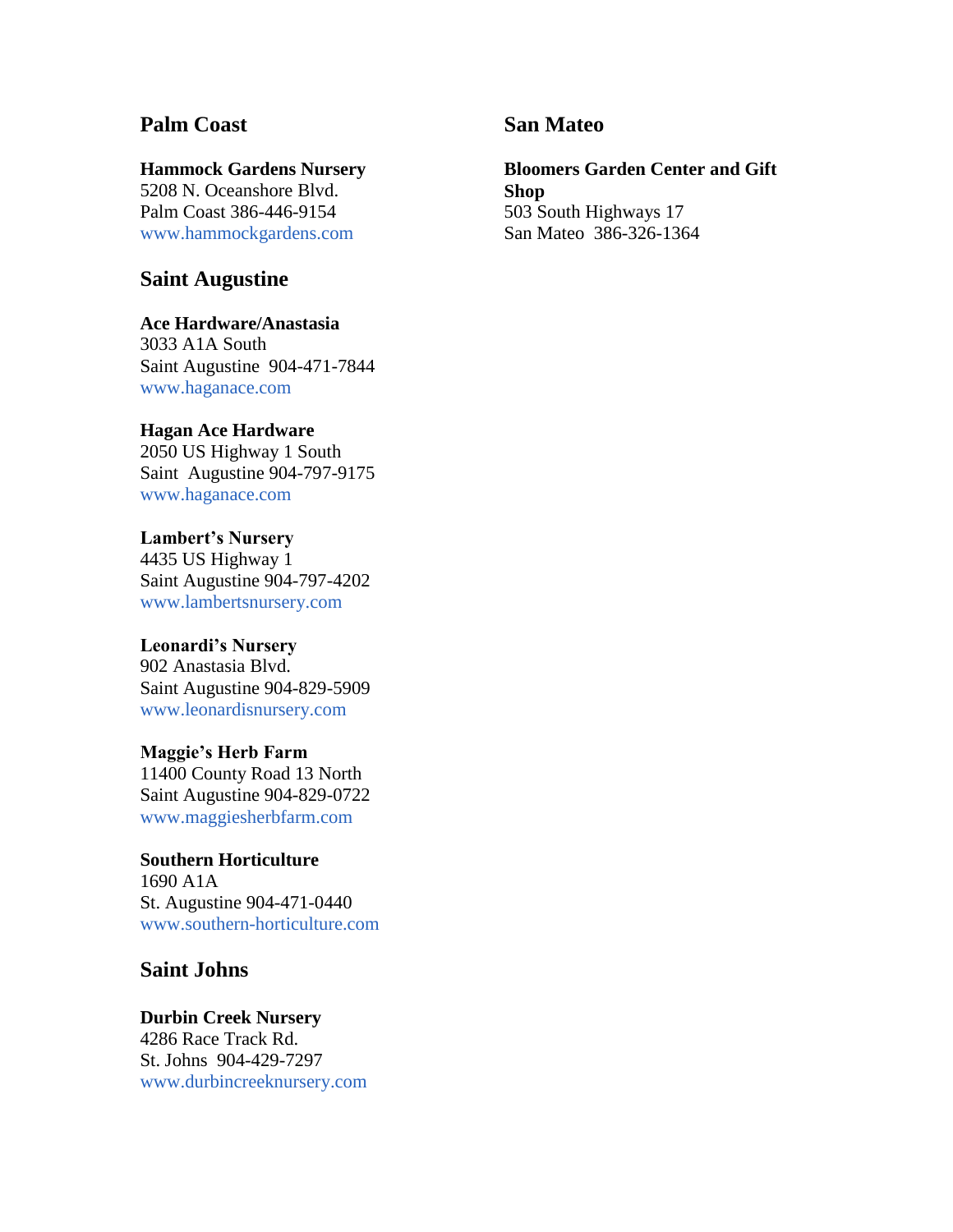## Palm Coast

**Hammock Gardens Nursery**
5208 N. Oceanshore Blvd.
Palm Coast 386-446-9154
www.hammockgardens.com

## Saint Augustine

**Ace Hardware/Anastasia**
3033 A1A South
Saint Augustine 904-471-7844
www.haganace.com

**Hagan Ace Hardware**
2050 US Highway 1 South
Saint Augustine 904-797-9175
www.haganace.com

**Lambert's Nursery**
4435 US Highway 1
Saint Augustine 904-797-4202
www.lambertsnursery.com

**Leonardi's Nursery**
902 Anastasia Blvd.
Saint Augustine 904-829-5909
www.leonardisnursery.com

**Maggie's Herb Farm**
11400 County Road 13 North
Saint Augustine 904-829-0722
www.maggiesherbfarm.com

**Southern Horticulture**
1690 A1A
St. Augustine 904-471-0440
www.southern-horticulture.com

## Saint Johns

**Durbin Creek Nursery**
4286 Race Track Rd.
St. Johns 904-429-7297
www.durbincreeknursery.com

## San Mateo

**Bloomers Garden Center and Gift Shop**
503 South Highways 17
San Mateo 386-326-1364